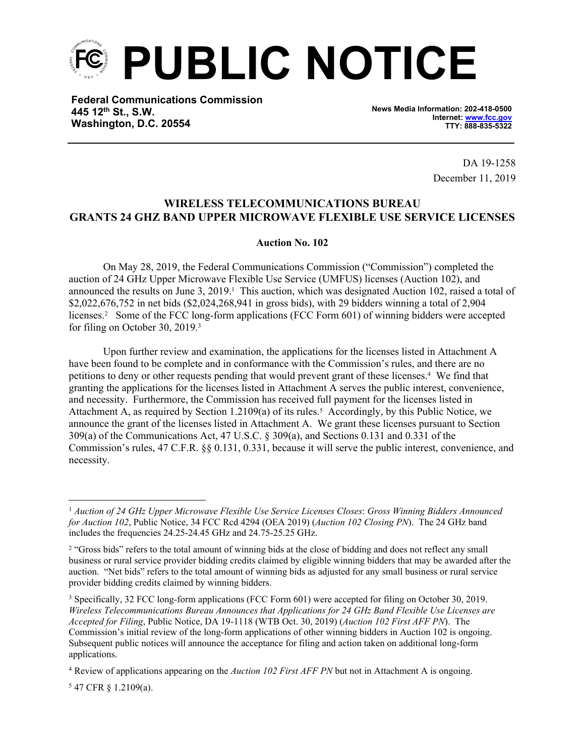# PUBLIC NOTICE

**Federal Communications Commission**
**445 12th St., S.W.**
**Washington, D.C. 20554**

**News Media Information: 202-418-0500**
**Internet: www.fcc.gov**
**TTY: 888-835-5322**

DA 19-1258
December 11, 2019

## WIRELESS TELECOMMUNICATIONS BUREAU GRANTS 24 GHZ BAND UPPER MICROWAVE FLEXIBLE USE SERVICE LICENSES

**Auction No. 102**

On May 28, 2019, the Federal Communications Commission ("Commission") completed the auction of 24 GHz Upper Microwave Flexible Use Service (UMFUS) licenses (Auction 102), and announced the results on June 3, 2019.[1] This auction, which was designated Auction 102, raised a total of $2,022,676,752 in net bids ($2,024,268,941 in gross bids), with 29 bidders winning a total of 2,904 licenses.[2] Some of the FCC long-form applications (FCC Form 601) of winning bidders were accepted for filing on October 30, 2019.[3]

Upon further review and examination, the applications for the licenses listed in Attachment A have been found to be complete and in conformance with the Commission's rules, and there are no petitions to deny or other requests pending that would prevent grant of these licenses.[4] We find that granting the applications for the licenses listed in Attachment A serves the public interest, convenience, and necessity. Furthermore, the Commission has received full payment for the licenses listed in Attachment A, as required by Section 1.2109(a) of its rules.[5] Accordingly, by this Public Notice, we announce the grant of the licenses listed in Attachment A. We grant these licenses pursuant to Section 309(a) of the Communications Act, 47 U.S.C. § 309(a), and Sections 0.131 and 0.331 of the Commission's rules, 47 C.F.R. §§ 0.131, 0.331, because it will serve the public interest, convenience, and necessity.

---

[1] *Auction of 24 GHz Upper Microwave Flexible Use Service Licenses Closes*: *Gross Winning Bidders Announced for Auction 102*, Public Notice, 34 FCC Rcd 4294 (OEA 2019) (*Auction 102 Closing PN*). The 24 GHz band includes the frequencies 24.25-24.45 GHz and 24.75-25.25 GHz.

[2] "Gross bids" refers to the total amount of winning bids at the close of bidding and does not reflect any small business or rural service provider bidding credits claimed by eligible winning bidders that may be awarded after the auction. "Net bids" refers to the total amount of winning bids as adjusted for any small business or rural service provider bidding credits claimed by winning bidders.

[3] Specifically, 32 FCC long-form applications (FCC Form 601) were accepted for filing on October 30, 2019. *Wireless Telecommunications Bureau Announces that Applications for 24 GHz Band Flexible Use Licenses are Accepted for Filing*, Public Notice, DA 19-1118 (WTB Oct. 30, 2019) (*Auction 102 First AFF PN*). The Commission's initial review of the long-form applications of other winning bidders in Auction 102 is ongoing. Subsequent public notices will announce the acceptance for filing and action taken on additional long-form applications.

[4] Review of applications appearing on the *Auction 102 First AFF PN* but not in Attachment A is ongoing.

[5] 47 CFR § 1.2109(a).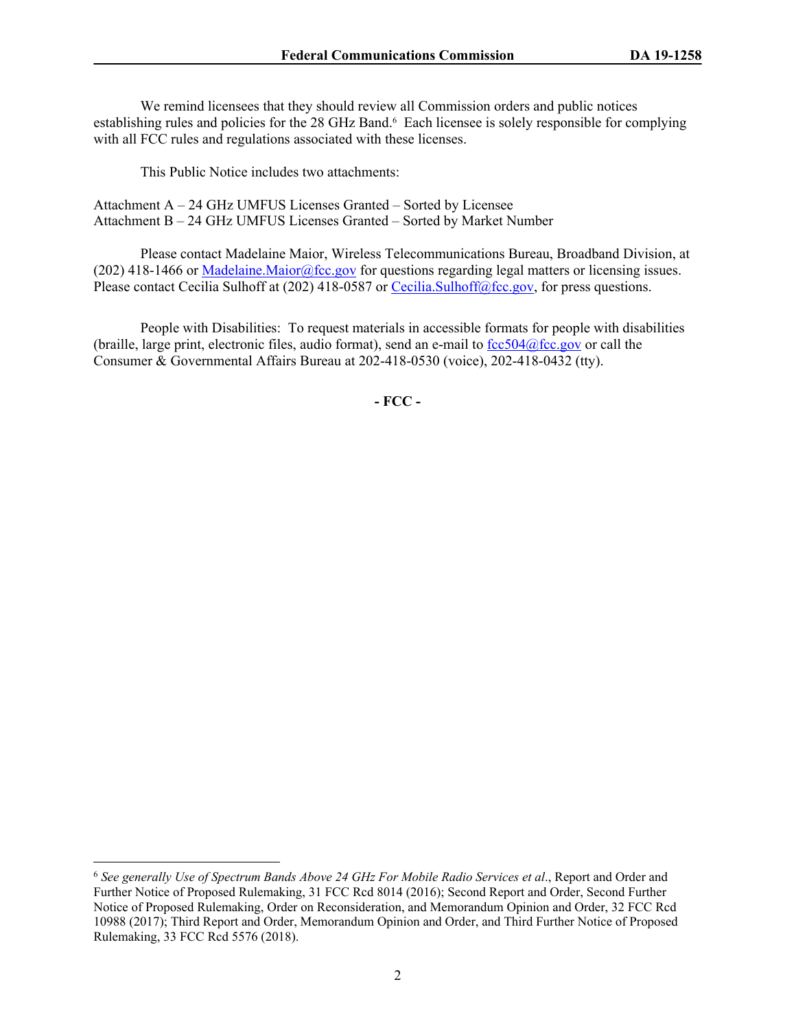We remind licensees that they should review all Commission orders and public notices establishing rules and policies for the 28 GHz Band.[6] Each licensee is solely responsible for complying with all FCC rules and regulations associated with these licenses.

This Public Notice includes two attachments:

Attachment A – 24 GHz UMFUS Licenses Granted – Sorted by Licensee
Attachment B – 24 GHz UMFUS Licenses Granted – Sorted by Market Number

Please contact Madelaine Maior, Wireless Telecommunications Bureau, Broadband Division, at (202) 418-1466 or Madelaine.Maior@fcc.gov for questions regarding legal matters or licensing issues. Please contact Cecilia Sulhoff at (202) 418-0587 or Cecilia.Sulhoff@fcc.gov, for press questions.

People with Disabilities: To request materials in accessible formats for people with disabilities (braille, large print, electronic files, audio format), send an e-mail to fcc504@fcc.gov or call the Consumer & Governmental Affairs Bureau at 202-418-0530 (voice), 202-418-0432 (tty).

**- FCC -**

---

[6] *See generally Use of Spectrum Bands Above 24 GHz For Mobile Radio Services et al*., Report and Order and Further Notice of Proposed Rulemaking, 31 FCC Rcd 8014 (2016); Second Report and Order, Second Further Notice of Proposed Rulemaking, Order on Reconsideration, and Memorandum Opinion and Order, 32 FCC Rcd 10988 (2017); Third Report and Order, Memorandum Opinion and Order, and Third Further Notice of Proposed Rulemaking, 33 FCC Rcd 5576 (2018).